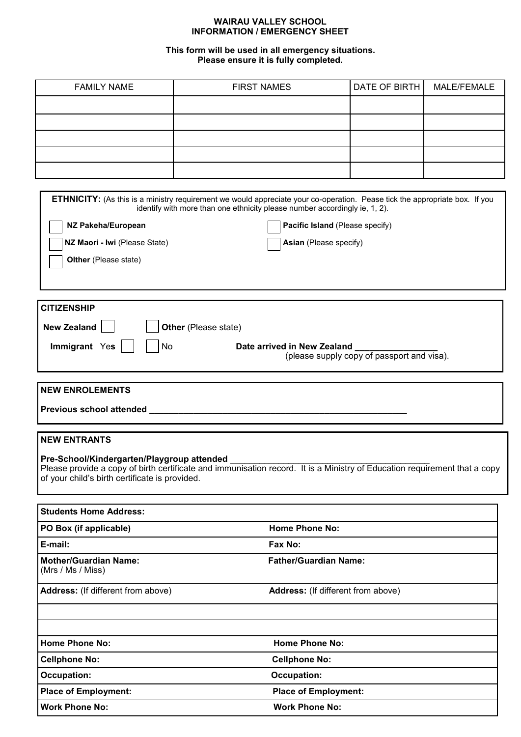# WAIRAU VALLEY SCHOOL
## INFORMATION / EMERGENCY SHEET

**This form will be used in all emergency situations.**
**Please ensure it is fully completed.**

| FAMILY NAME | FIRST NAMES | DATE OF BIRTH | MALE/FEMALE |
|---|---|---|---|
| | | | |
| | | | |
| | | | |
| | | | |
| | | | |

**ETHNICITY:** (As this is a ministry requirement we would appreciate your co-operation. Pease tick the appropriate box. If you identify with more than one ethnicity please number accordingly ie, 1, 2).

- [ ] **NZ Pakeha/European**
- [ ] **Pacific Island** (Please specify)
- [ ] **NZ Maori - Iwi** (Please State)
- [ ] **Asian** (Please specify)
- [ ] **Olther** (Please state)

**CITIZENSHIP**

**New Zealand** [ ] [ ] **Other** (Please state)

**Immigrant** Yes [ ] [ ] No **Date arrived in New Zealand** ________________
(please supply copy of passport and visa).

**NEW ENROLEMENTS**

**Previous school attended** ______________________________________________________

**NEW ENTRANTS**

**Pre-School/Kindergarten/Playgroup attended** ________________________________________
Please provide a copy of birth certificate and immunisation record. It is a Ministry of Education requirement that a copy of your child's birth certificate is provided.

| **Students Home Address:** | |
|---|---|
| **PO Box (if applicable)** | **Home Phone No:** |
| **E-mail:** | **Fax No:** |
| **Mother/Guardian Name:** (Mrs / Ms / Miss) | **Father/Guardian Name:** |
| **Address:** (If different from above) | **Address:** (If different from above) |
| | |
| | |
| **Home Phone No:** | **Home Phone No:** |
| **Cellphone No:** | **Cellphone No:** |
| **Occupation:** | **Occupation:** |
| **Place of Employment:** | **Place of Employment:** |
| **Work Phone No:** | **Work Phone No:** |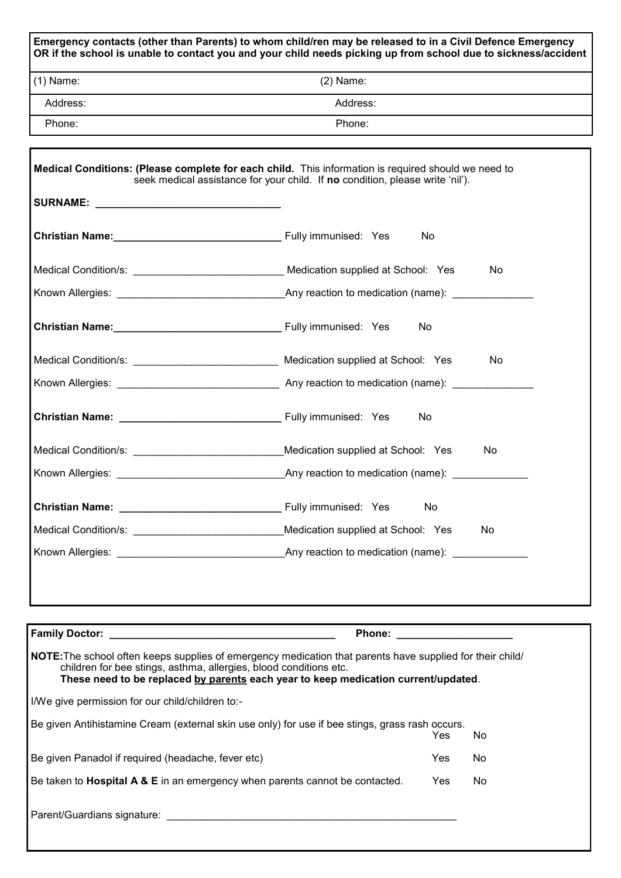**Emergency contacts (other than Parents) to whom child/ren may be released to in a Civil Defence Emergency OR if the school is unable to contact you and your child needs picking up from school due to sickness/accident**

| (1) Name: | (2) Name: |
|---|---|
| Address: | Address: |
| Phone: | Phone: |

**Medical Conditions: (Please complete for each child.** This information is required should we need to seek medical assistance for your child. If **no** condition, please write 'nil').

**SURNAME:** ________________________________

**Christian Name:**_____________________________ Fully immunised: Yes No

Medical Condition/s: __________________________ Medication supplied at School: Yes No

Known Allergies: _____________________________Any reaction to medication (name): ______________

**Christian Name:**_____________________________ Fully immunised: Yes No

Medical Condition/s: _________________________ Medication supplied at School: Yes No

Known Allergies: ____________________________ Any reaction to medication (name): ______________

**Christian Name:** ____________________________ Fully immunised: Yes No

Medical Condition/s: __________________________Medication supplied at School: Yes No

Known Allergies: _____________________________Any reaction to medication (name): _____________

**Christian Name:** ____________________________ Fully immunised: Yes No

Medical Condition/s: __________________________Medication supplied at School: Yes No

Known Allergies: _____________________________Any reaction to medication (name): _____________

**Family Doctor:** _______________________________________ **Phone:** ____________________

**NOTE:**The school often keeps supplies of emergency medication that parents have supplied for their child/children for bee stings, asthma, allergies, blood conditions etc.
**These need to be replaced by parents each year to keep medication current/updated**.

I/We give permission for our child/children to:-

Be given Antihistamine Cream (external skin use only) for use if bee stings, grass rash occurs. Yes No

Be given Panadol if required (headache, fever etc) Yes No

Be taken to **Hospital A & E** in an emergency when parents cannot be contacted. Yes No

Parent/Guardians signature: ____________________________________________________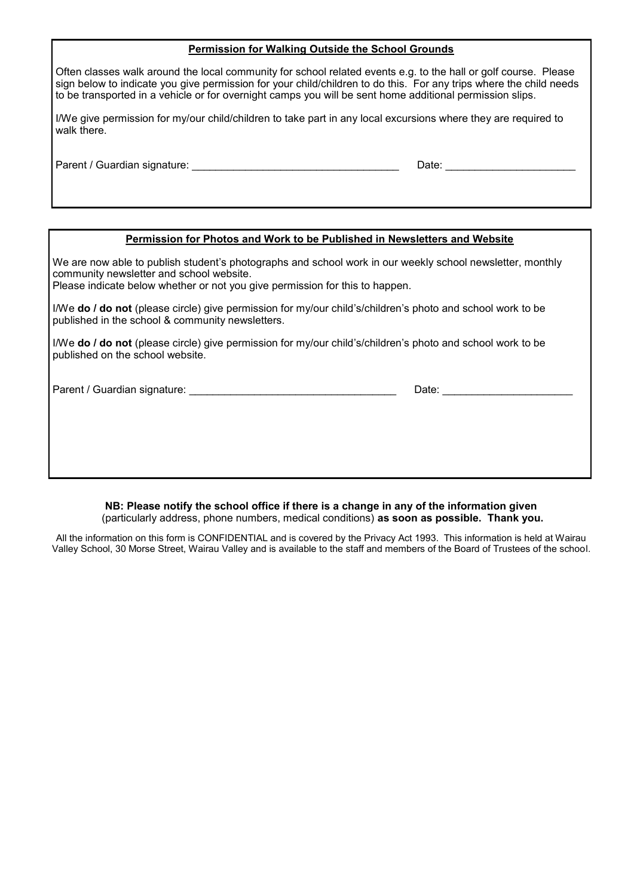**Permission for Walking Outside the School Grounds**

Often classes walk around the local community for school related events e.g. to the hall or golf course. Please sign below to indicate you give permission for your child/children to do this. For any trips where the child needs to be transported in a vehicle or for overnight camps you will be sent home additional permission slips.

I/We give permission for my/our child/children to take part in any local excursions where they are required to walk there.

Parent / Guardian signature: ___________________________________ Date: ______________________

**Permission for Photos and Work to be Published in Newsletters and Website**

We are now able to publish student's photographs and school work in our weekly school newsletter, monthly community newsletter and school website.
Please indicate below whether or not you give permission for this to happen.

I/We **do / do not** (please circle) give permission for my/our child's/children's photo and school work to be published in the school & community newsletters.

I/We **do / do not** (please circle) give permission for my/our child's/children's photo and school work to be published on the school website.

Parent / Guardian signature: ___________________________________ Date: ______________________

**NB: Please notify the school office if there is a change in any of the information given** (particularly address, phone numbers, medical conditions) **as soon as possible. Thank you.**

All the information on this form is CONFIDENTIAL and is covered by the Privacy Act 1993. This information is held at Wairau Valley School, 30 Morse Street, Wairau Valley and is available to the staff and members of the Board of Trustees of the school.